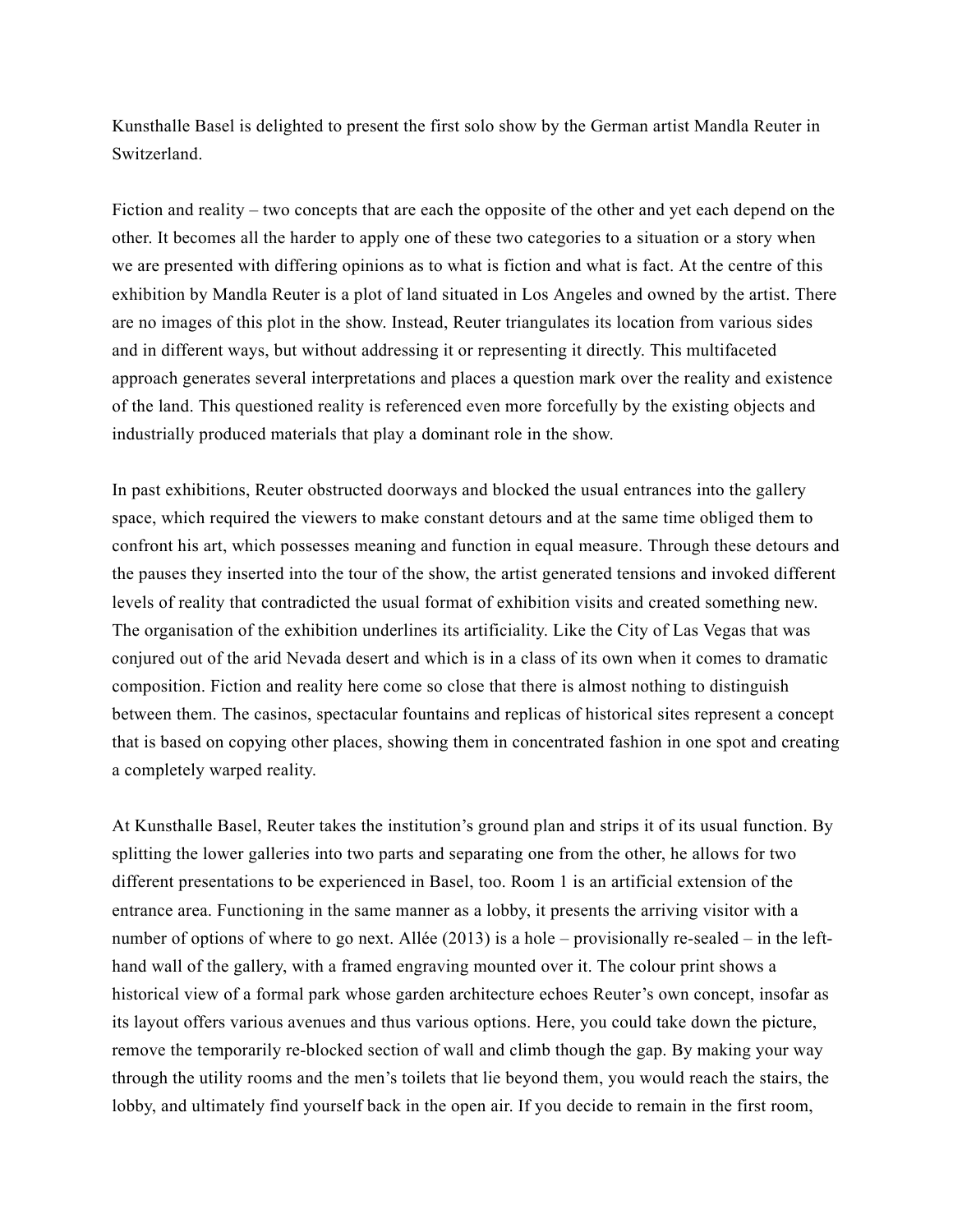Kunsthalle Basel is delighted to present the first solo show by the German artist Mandla Reuter in Switzerland.

Fiction and reality – two concepts that are each the opposite of the other and yet each depend on the other. It becomes all the harder to apply one of these two categories to a situation or a story when we are presented with differing opinions as to what is fiction and what is fact. At the centre of this exhibition by Mandla Reuter is a plot of land situated in Los Angeles and owned by the artist. There are no images of this plot in the show. Instead, Reuter triangulates its location from various sides and in different ways, but without addressing it or representing it directly. This multifaceted approach generates several interpretations and places a question mark over the reality and existence of the land. This questioned reality is referenced even more forcefully by the existing objects and industrially produced materials that play a dominant role in the show.

In past exhibitions, Reuter obstructed doorways and blocked the usual entrances into the gallery space, which required the viewers to make constant detours and at the same time obliged them to confront his art, which possesses meaning and function in equal measure. Through these detours and the pauses they inserted into the tour of the show, the artist generated tensions and invoked different levels of reality that contradicted the usual format of exhibition visits and created something new. The organisation of the exhibition underlines its artificiality. Like the City of Las Vegas that was conjured out of the arid Nevada desert and which is in a class of its own when it comes to dramatic composition. Fiction and reality here come so close that there is almost nothing to distinguish between them. The casinos, spectacular fountains and replicas of historical sites represent a concept that is based on copying other places, showing them in concentrated fashion in one spot and creating a completely warped reality.

At Kunsthalle Basel, Reuter takes the institution's ground plan and strips it of its usual function. By splitting the lower galleries into two parts and separating one from the other, he allows for two different presentations to be experienced in Basel, too. Room 1 is an artificial extension of the entrance area. Functioning in the same manner as a lobby, it presents the arriving visitor with a number of options of where to go next. Allée (2013) is a hole – provisionally re-sealed – in the left-hand wall of the gallery, with a framed engraving mounted over it. The colour print shows a historical view of a formal park whose garden architecture echoes Reuter's own concept, insofar as its layout offers various avenues and thus various options. Here, you could take down the picture, remove the temporarily re-blocked section of wall and climb though the gap. By making your way through the utility rooms and the men's toilets that lie beyond them, you would reach the stairs, the lobby, and ultimately find yourself back in the open air. If you decide to remain in the first room,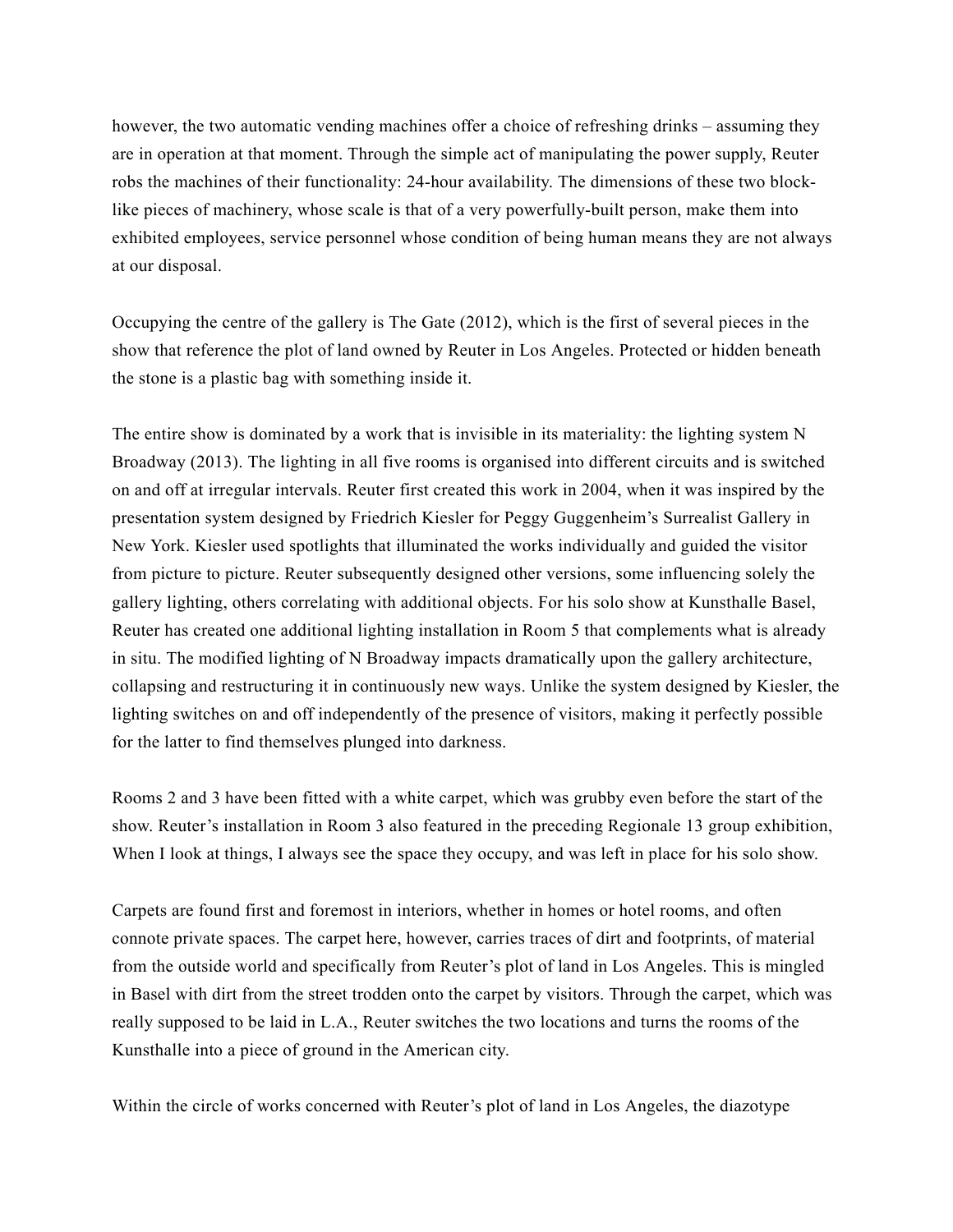however, the two automatic vending machines offer a choice of refreshing drinks – assuming they are in operation at that moment. Through the simple act of manipulating the power supply, Reuter robs the machines of their functionality: 24-hour availability. The dimensions of these two block-like pieces of machinery, whose scale is that of a very powerfully-built person, make them into exhibited employees, service personnel whose condition of being human means they are not always at our disposal.

Occupying the centre of the gallery is The Gate (2012), which is the first of several pieces in the show that reference the plot of land owned by Reuter in Los Angeles. Protected or hidden beneath the stone is a plastic bag with something inside it.

The entire show is dominated by a work that is invisible in its materiality: the lighting system N Broadway (2013). The lighting in all five rooms is organised into different circuits and is switched on and off at irregular intervals. Reuter first created this work in 2004, when it was inspired by the presentation system designed by Friedrich Kiesler for Peggy Guggenheim's Surrealist Gallery in New York. Kiesler used spotlights that illuminated the works individually and guided the visitor from picture to picture. Reuter subsequently designed other versions, some influencing solely the gallery lighting, others correlating with additional objects. For his solo show at Kunsthalle Basel, Reuter has created one additional lighting installation in Room 5 that complements what is already in situ. The modified lighting of N Broadway impacts dramatically upon the gallery architecture, collapsing and restructuring it in continuously new ways. Unlike the system designed by Kiesler, the lighting switches on and off independently of the presence of visitors, making it perfectly possible for the latter to find themselves plunged into darkness.

Rooms 2 and 3 have been fitted with a white carpet, which was grubby even before the start of the show. Reuter's installation in Room 3 also featured in the preceding Regionale 13 group exhibition, When I look at things, I always see the space they occupy, and was left in place for his solo show.

Carpets are found first and foremost in interiors, whether in homes or hotel rooms, and often connote private spaces. The carpet here, however, carries traces of dirt and footprints, of material from the outside world and specifically from Reuter's plot of land in Los Angeles. This is mingled in Basel with dirt from the street trodden onto the carpet by visitors. Through the carpet, which was really supposed to be laid in L.A., Reuter switches the two locations and turns the rooms of the Kunsthalle into a piece of ground in the American city.

Within the circle of works concerned with Reuter's plot of land in Los Angeles, the diazotype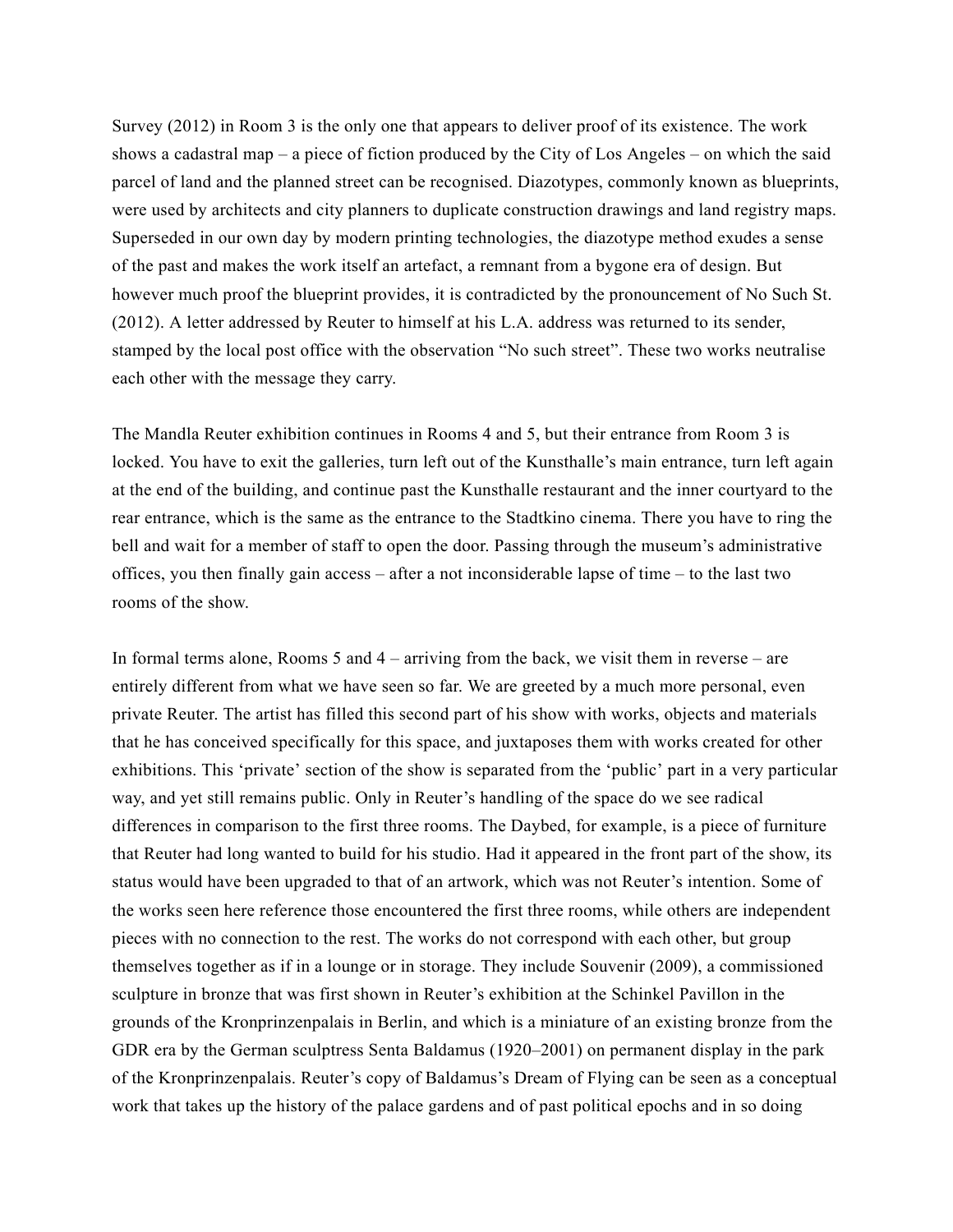Survey (2012) in Room 3 is the only one that appears to deliver proof of its existence. The work shows a cadastral map – a piece of fiction produced by the City of Los Angeles – on which the said parcel of land and the planned street can be recognised. Diazotypes, commonly known as blueprints, were used by architects and city planners to duplicate construction drawings and land registry maps. Superseded in our own day by modern printing technologies, the diazotype method exudes a sense of the past and makes the work itself an artefact, a remnant from a bygone era of design. But however much proof the blueprint provides, it is contradicted by the pronouncement of No Such St. (2012). A letter addressed by Reuter to himself at his L.A. address was returned to its sender, stamped by the local post office with the observation "No such street". These two works neutralise each other with the message they carry.

The Mandla Reuter exhibition continues in Rooms 4 and 5, but their entrance from Room 3 is locked. You have to exit the galleries, turn left out of the Kunsthalle's main entrance, turn left again at the end of the building, and continue past the Kunsthalle restaurant and the inner courtyard to the rear entrance, which is the same as the entrance to the Stadtkino cinema. There you have to ring the bell and wait for a member of staff to open the door. Passing through the museum's administrative offices, you then finally gain access – after a not inconsiderable lapse of time – to the last two rooms of the show.

In formal terms alone, Rooms 5 and 4 – arriving from the back, we visit them in reverse – are entirely different from what we have seen so far. We are greeted by a much more personal, even private Reuter. The artist has filled this second part of his show with works, objects and materials that he has conceived specifically for this space, and juxtaposes them with works created for other exhibitions. This 'private' section of the show is separated from the 'public' part in a very particular way, and yet still remains public. Only in Reuter's handling of the space do we see radical differences in comparison to the first three rooms. The Daybed, for example, is a piece of furniture that Reuter had long wanted to build for his studio. Had it appeared in the front part of the show, its status would have been upgraded to that of an artwork, which was not Reuter's intention. Some of the works seen here reference those encountered the first three rooms, while others are independent pieces with no connection to the rest. The works do not correspond with each other, but group themselves together as if in a lounge or in storage. They include Souvenir (2009), a commissioned sculpture in bronze that was first shown in Reuter's exhibition at the Schinkel Pavillon in the grounds of the Kronprinzenpalais in Berlin, and which is a miniature of an existing bronze from the GDR era by the German sculptress Senta Baldamus (1920–2001) on permanent display in the park of the Kronprinzenpalais. Reuter's copy of Baldamus's Dream of Flying can be seen as a conceptual work that takes up the history of the palace gardens and of past political epochs and in so doing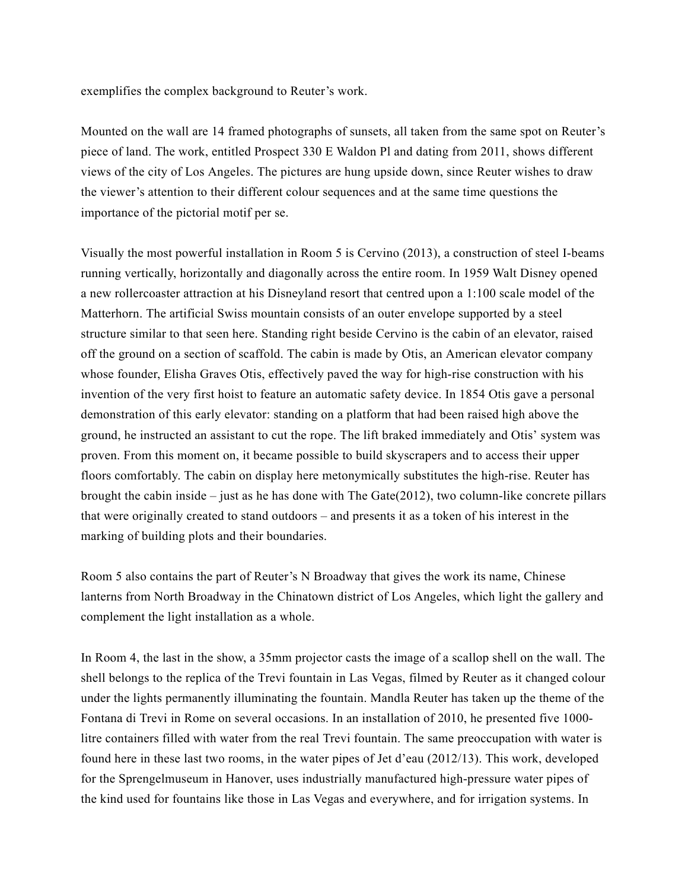exemplifies the complex background to Reuter's work.

Mounted on the wall are 14 framed photographs of sunsets, all taken from the same spot on Reuter's piece of land. The work, entitled Prospect 330 E Waldon Pl and dating from 2011, shows different views of the city of Los Angeles. The pictures are hung upside down, since Reuter wishes to draw the viewer's attention to their different colour sequences and at the same time questions the importance of the pictorial motif per se.

Visually the most powerful installation in Room 5 is Cervino (2013), a construction of steel I-beams running vertically, horizontally and diagonally across the entire room. In 1959 Walt Disney opened a new rollercoaster attraction at his Disneyland resort that centred upon a 1:100 scale model of the Matterhorn. The artificial Swiss mountain consists of an outer envelope supported by a steel structure similar to that seen here. Standing right beside Cervino is the cabin of an elevator, raised off the ground on a section of scaffold. The cabin is made by Otis, an American elevator company whose founder, Elisha Graves Otis, effectively paved the way for high-rise construction with his invention of the very first hoist to feature an automatic safety device. In 1854 Otis gave a personal demonstration of this early elevator: standing on a platform that had been raised high above the ground, he instructed an assistant to cut the rope. The lift braked immediately and Otis' system was proven. From this moment on, it became possible to build skyscrapers and to access their upper floors comfortably. The cabin on display here metonymically substitutes the high-rise. Reuter has brought the cabin inside – just as he has done with The Gate(2012), two column-like concrete pillars that were originally created to stand outdoors – and presents it as a token of his interest in the marking of building plots and their boundaries.

Room 5 also contains the part of Reuter's N Broadway that gives the work its name, Chinese lanterns from North Broadway in the Chinatown district of Los Angeles, which light the gallery and complement the light installation as a whole.

In Room 4, the last in the show, a 35mm projector casts the image of a scallop shell on the wall. The shell belongs to the replica of the Trevi fountain in Las Vegas, filmed by Reuter as it changed colour under the lights permanently illuminating the fountain. Mandla Reuter has taken up the theme of the Fontana di Trevi in Rome on several occasions. In an installation of 2010, he presented five 1000-litre containers filled with water from the real Trevi fountain. The same preoccupation with water is found here in these last two rooms, in the water pipes of Jet d'eau (2012/13). This work, developed for the Sprengelmuseum in Hanover, uses industrially manufactured high-pressure water pipes of the kind used for fountains like those in Las Vegas and everywhere, and for irrigation systems. In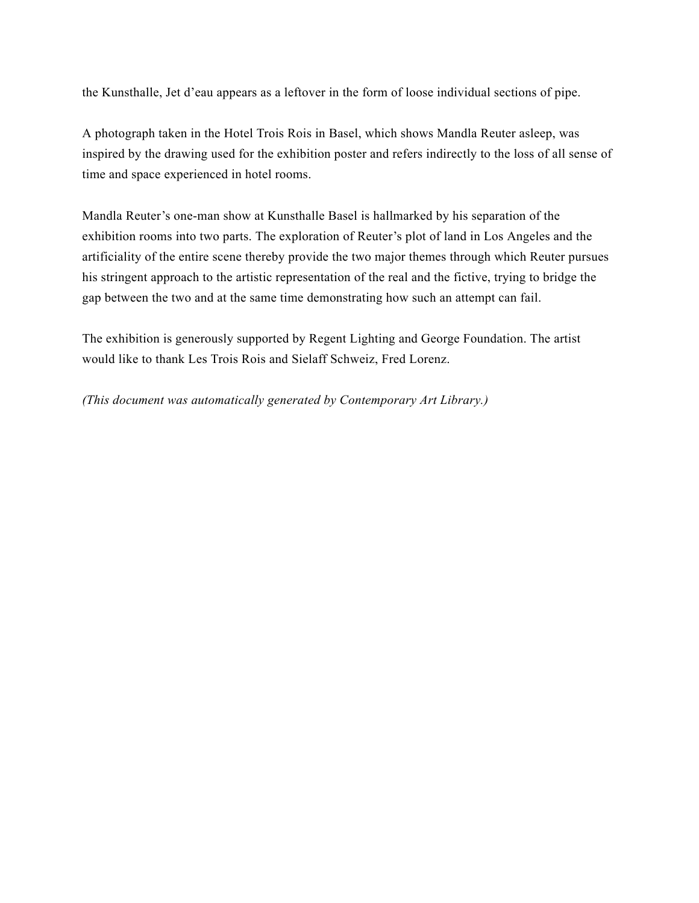the Kunsthalle, Jet d'eau appears as a leftover in the form of loose individual sections of pipe.

A photograph taken in the Hotel Trois Rois in Basel, which shows Mandla Reuter asleep, was inspired by the drawing used for the exhibition poster and refers indirectly to the loss of all sense of time and space experienced in hotel rooms.

Mandla Reuter's one-man show at Kunsthalle Basel is hallmarked by his separation of the exhibition rooms into two parts. The exploration of Reuter's plot of land in Los Angeles and the artificiality of the entire scene thereby provide the two major themes through which Reuter pursues his stringent approach to the artistic representation of the real and the fictive, trying to bridge the gap between the two and at the same time demonstrating how such an attempt can fail.

The exhibition is generously supported by Regent Lighting and George Foundation. The artist would like to thank Les Trois Rois and Sielaff Schweiz, Fred Lorenz.

*(This document was automatically generated by Contemporary Art Library.)*